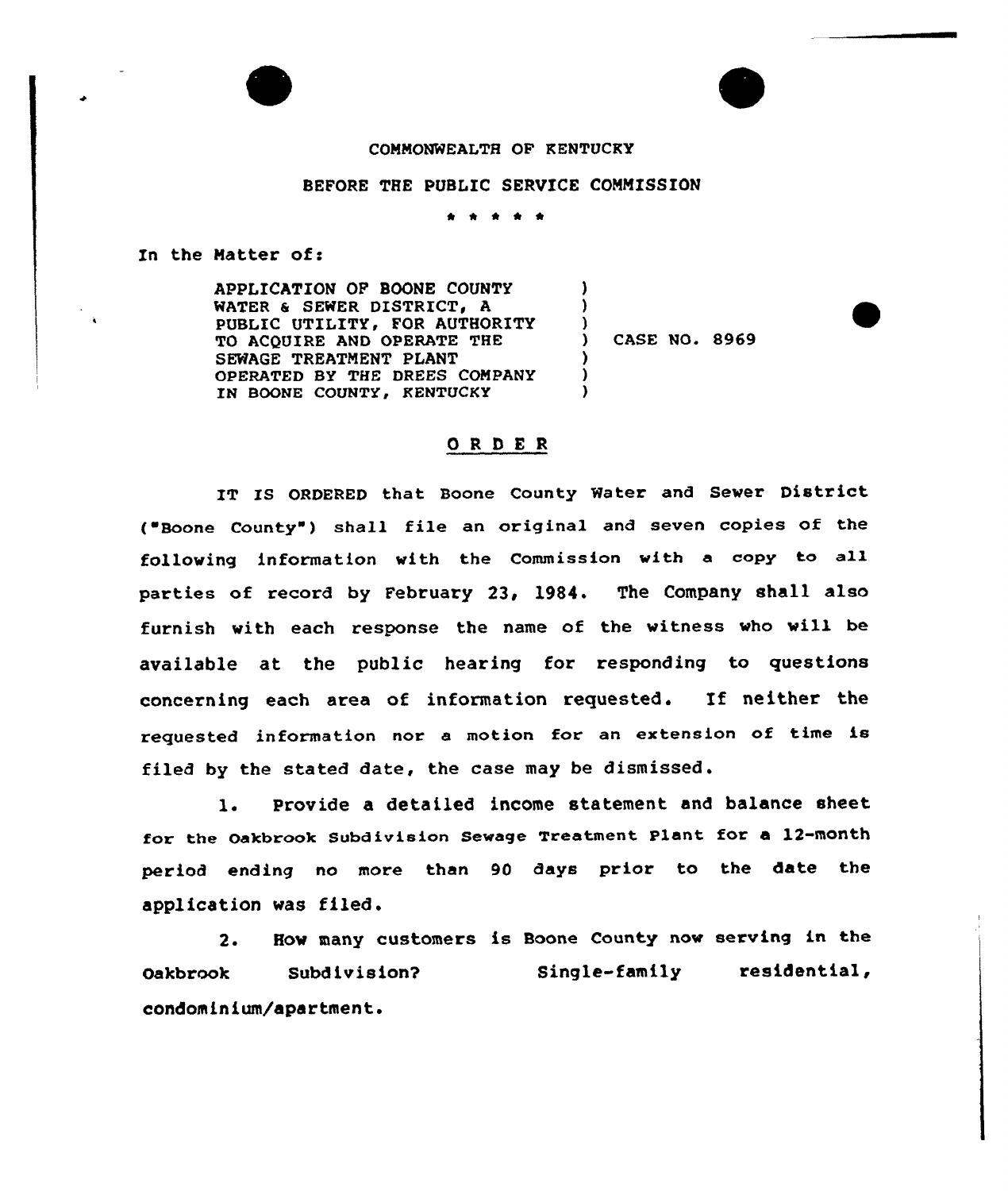COMMONWEALTH OF KENTUCKY

BEFORE THE PUBLIC SERVICE COMMISSION

\* \* \* \* \*

In the Matter of:

| | | |
|---|---|---|
| APPLICATION OF BOONE COUNTY WATER & SEWER DISTRICT, A PUBLIC UTILITY, FOR AUTHORITY TO ACQUIRE AND OPERATE THE SEWAGE TREATMENT PLANT OPERATED BY THE DREES COMPANY IN BOONE COUNTY, KENTUCKY | ) | CASE NO. 8969 |

## ORDER

IT IS ORDERED that Boone County Water and Sewer District ("Boone County") shall file an original and seven copies of the following information with the Commission with a copy to all parties of record by February 23, 1984. The Company shall also furnish with each response the name of the witness who will be available at the public hearing for responding to questions concerning each area of information requested. If neither the requested information nor a motion for an extension of time is filed by the stated date, the case may be dismissed.

1. Provide a detailed income statement and balance sheet for the Oakbrook Subdivision Sewage Treatment Plant for a 12-month period ending no more than 90 days prior to the date the application was filed.

2. How many customers is Boone County now serving in the Oakbrook Subdivision? Single-family residential, condominium/apartment.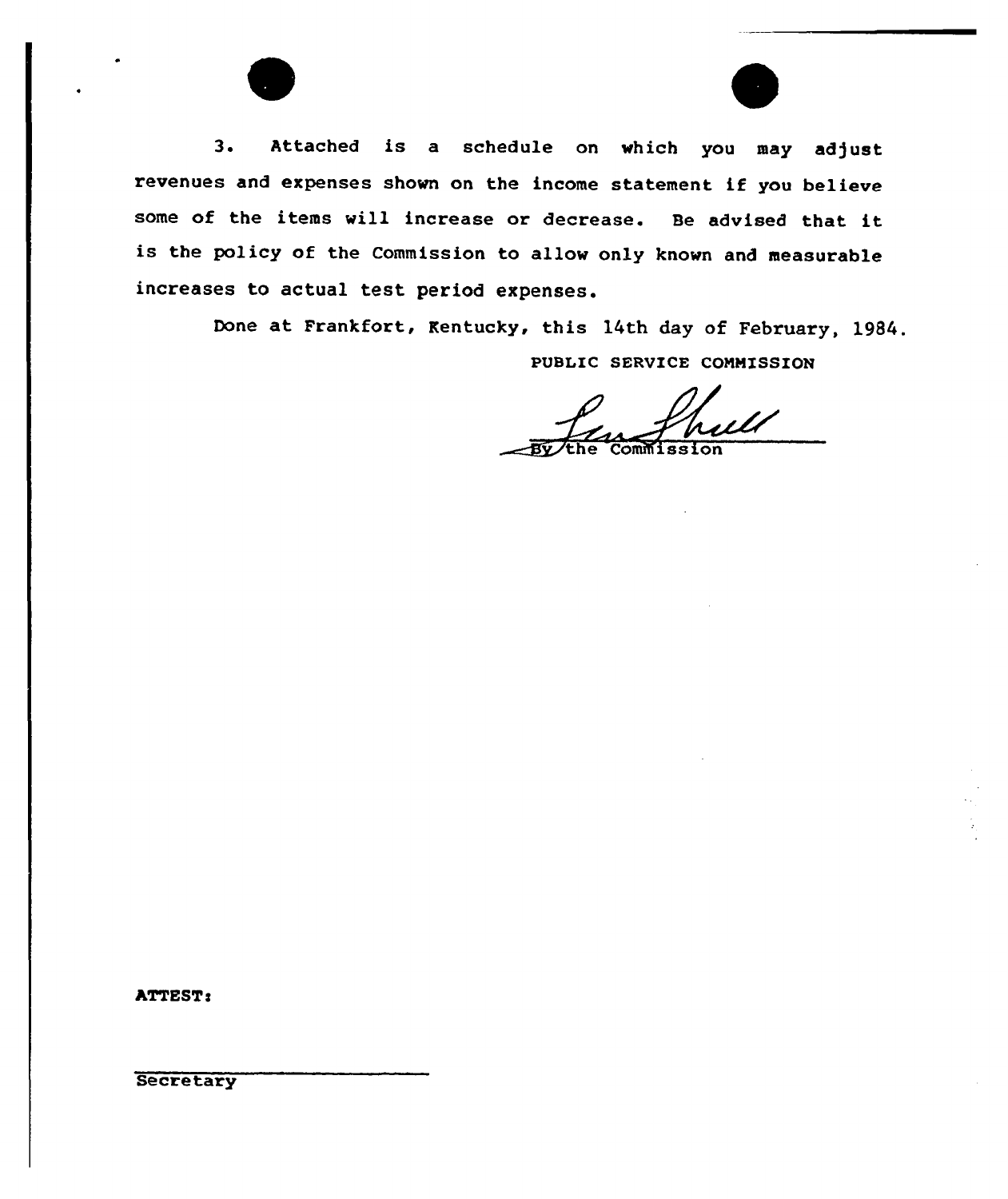3. Attached is a schedule on which you may adjust revenues and expenses shown on the income statement if you believe some of the items will increase or decrease. Be advised that it is the policy of the Commission to allow only known and measurable increases to actual test period expenses.

Done at Frankfort, Kentucky, this 14th day of February, 1984.

PUBLIC SERVICE COMMISSION

By the Commission

ATTEST:

Secretary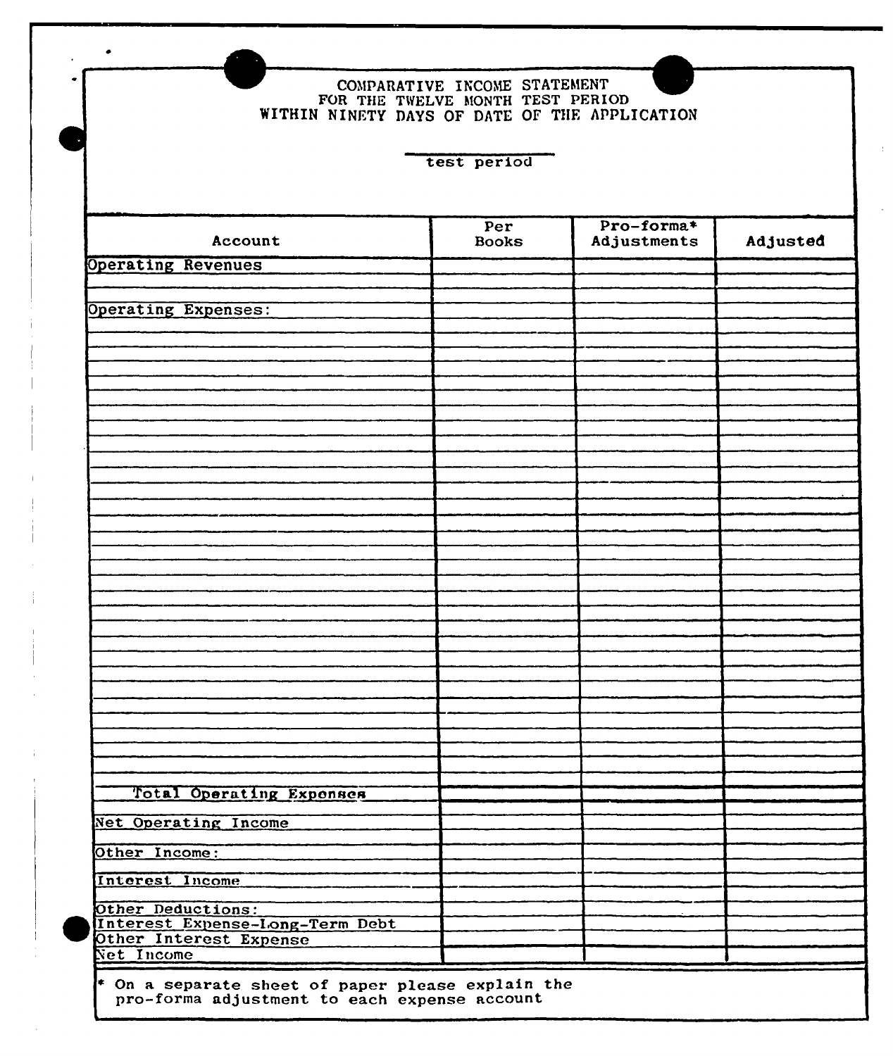# COMPARATIVE INCOME STATEMENT
## FOR THE TWELVE MONTH TEST PERIOD
## WITHIN NINETY DAYS OF DATE OF THE APPLICATION

\_\_\_\_\_\_\_\_\_\_\_\_\_\_\_\_
test period

| Account | Per Books | Pro-forma* Adjustments | Adjusted |
|---|---|---|---|
| Operating Revenues | | | |
| | | | |
| Operating Expenses: | | | |
| | | | |
| | | | |
| | | | |
| | | | |
| | | | |
| | | | |
| | | | |
| | | | |
| | | | |
| | | | |
| | | | |
| | | | |
| | | | |
| | | | |
| | | | |
| | | | |
| | | | |
| | | | |
| | | | |
| | | | |
| | | | |
| | | | |
| | | | |
| | | | |
| | | | |
| | | | |
| | | | |
| | | | |
| | | | |
| | | | |
| Total Operating Expenses | | | |
| | | | |
| Net Operating Income | | | |
| | | | |
| Other Income: | | | |
| | | | |
| Interest Income | | | |
| | | | |
| Other Deductions: | | | |
| Interest Expense-Long-Term Debt | | | |
| Other Interest Expense | | | |
| Net Income | | | |

* On a separate sheet of paper please explain the pro-forma adjustment to each expense account